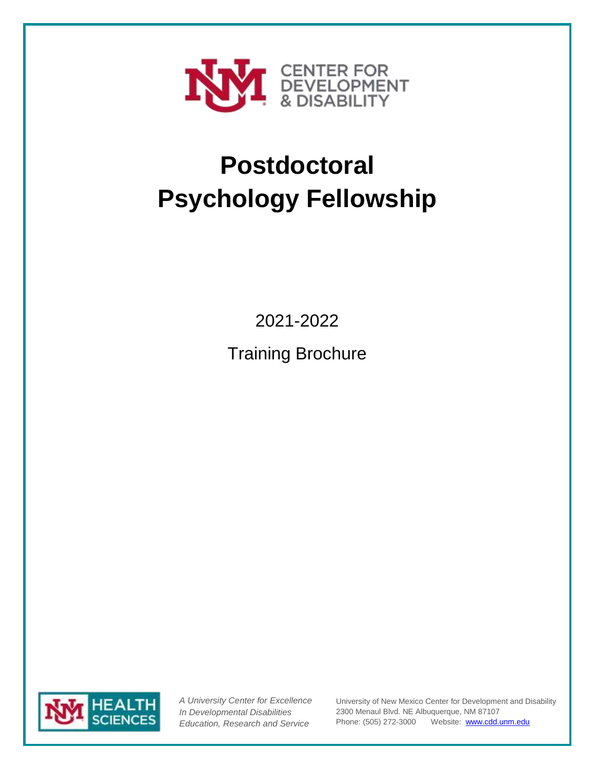CENTER FOR DEVELOPMENT & DISABILITY

# Postdoctoral Psychology Fellowship

2021-2022

Training Brochure

HEALTH SCIENCES

*A University Center for Excellence In Developmental Disabilities Education, Research and Service*

University of New Mexico Center for Development and Disability
2300 Menaul Blvd. NE Albuquerque, NM 87107
Phone: (505) 272-3000 Website: [www.cdd.unm.edu](http://www.cdd.unm.edu)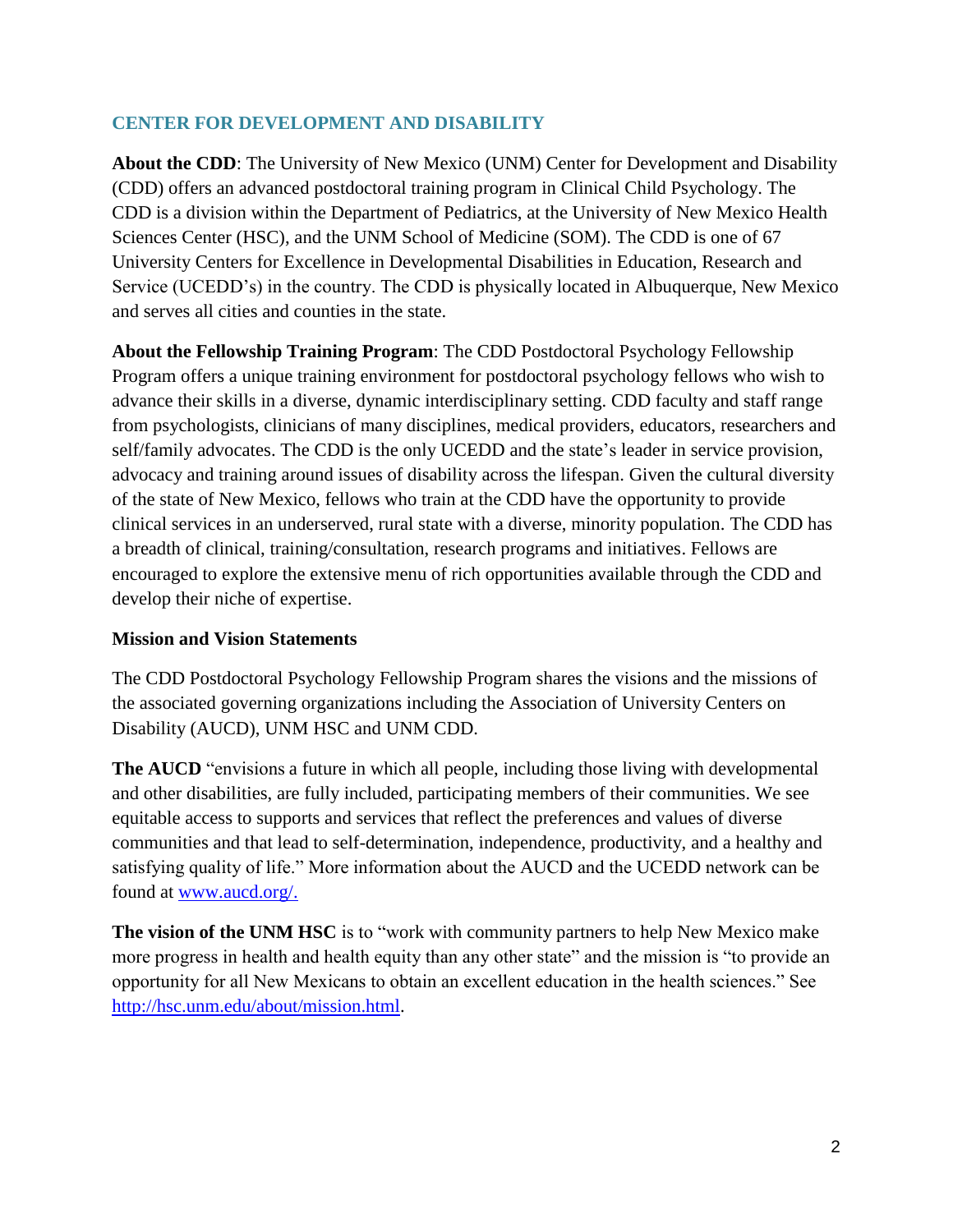## CENTER FOR DEVELOPMENT AND DISABILITY

**About the CDD**: The University of New Mexico (UNM) Center for Development and Disability (CDD) offers an advanced postdoctoral training program in Clinical Child Psychology. The CDD is a division within the Department of Pediatrics, at the University of New Mexico Health Sciences Center (HSC), and the UNM School of Medicine (SOM). The CDD is one of 67 University Centers for Excellence in Developmental Disabilities in Education, Research and Service (UCEDD's) in the country. The CDD is physically located in Albuquerque, New Mexico and serves all cities and counties in the state.

**About the Fellowship Training Program**: The CDD Postdoctoral Psychology Fellowship Program offers a unique training environment for postdoctoral psychology fellows who wish to advance their skills in a diverse, dynamic interdisciplinary setting. CDD faculty and staff range from psychologists, clinicians of many disciplines, medical providers, educators, researchers and self/family advocates. The CDD is the only UCEDD and the state's leader in service provision, advocacy and training around issues of disability across the lifespan. Given the cultural diversity of the state of New Mexico, fellows who train at the CDD have the opportunity to provide clinical services in an underserved, rural state with a diverse, minority population. The CDD has a breadth of clinical, training/consultation, research programs and initiatives. Fellows are encouraged to explore the extensive menu of rich opportunities available through the CDD and develop their niche of expertise.

### Mission and Vision Statements

The CDD Postdoctoral Psychology Fellowship Program shares the visions and the missions of the associated governing organizations including the Association of University Centers on Disability (AUCD), UNM HSC and UNM CDD.

**The AUCD** "envisions a future in which all people, including those living with developmental and other disabilities, are fully included, participating members of their communities. We see equitable access to supports and services that reflect the preferences and values of diverse communities and that lead to self-determination, independence, productivity, and a healthy and satisfying quality of life." More information about the AUCD and the UCEDD network can be found at [www.aucd.org/.](http://www.aucd.org/)

**The vision of the UNM HSC** is to "work with community partners to help New Mexico make more progress in health and health equity than any other state" and the mission is "to provide an opportunity for all New Mexicans to obtain an excellent education in the health sciences." See [http://hsc.unm.edu/about/mission.html](http://hsc.unm.edu/about/mission.html).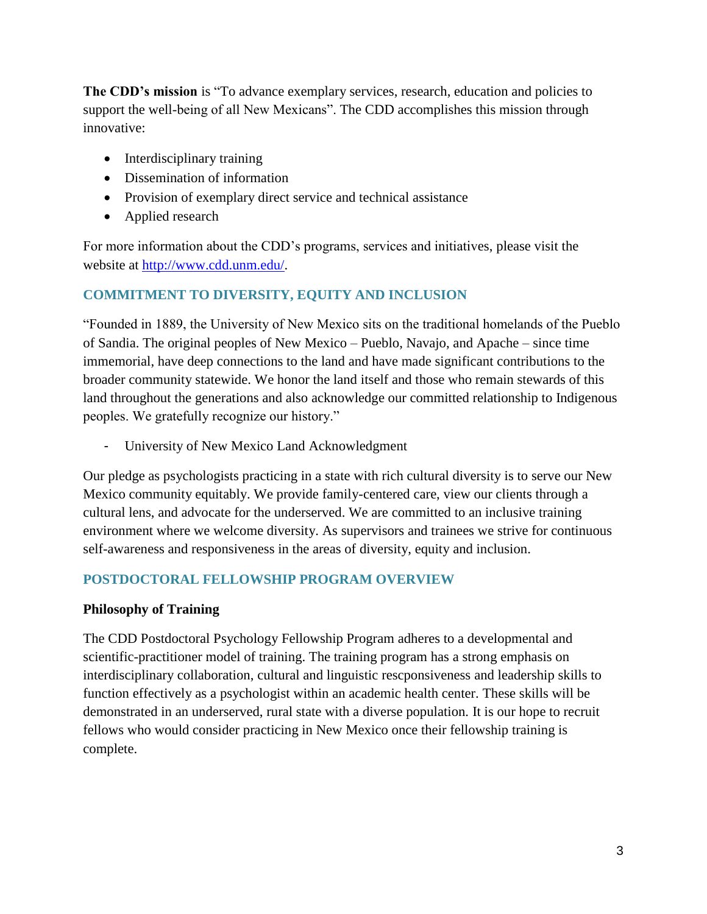**The CDD's mission** is "To advance exemplary services, research, education and policies to support the well-being of all New Mexicans". The CDD accomplishes this mission through innovative:

- Interdisciplinary training
- Dissemination of information
- Provision of exemplary direct service and technical assistance
- Applied research

For more information about the CDD's programs, services and initiatives, please visit the website at [http://www.cdd.unm.edu/](http://www.cdd.unm.edu/).

## COMMITMENT TO DIVERSITY, EQUITY AND INCLUSION

"Founded in 1889, the University of New Mexico sits on the traditional homelands of the Pueblo of Sandia. The original peoples of New Mexico – Pueblo, Navajo, and Apache – since time immemorial, have deep connections to the land and have made significant contributions to the broader community statewide. We honor the land itself and those who remain stewards of this land throughout the generations and also acknowledge our committed relationship to Indigenous peoples. We gratefully recognize our history."

- University of New Mexico Land Acknowledgment

Our pledge as psychologists practicing in a state with rich cultural diversity is to serve our New Mexico community equitably. We provide family-centered care, view our clients through a cultural lens, and advocate for the underserved. We are committed to an inclusive training environment where we welcome diversity. As supervisors and trainees we strive for continuous self-awareness and responsiveness in the areas of diversity, equity and inclusion.

## POSTDOCTORAL FELLOWSHIP PROGRAM OVERVIEW

### Philosophy of Training

The CDD Postdoctoral Psychology Fellowship Program adheres to a developmental and scientific-practitioner model of training. The training program has a strong emphasis on interdisciplinary collaboration, cultural and linguistic rescponsiveness and leadership skills to function effectively as a psychologist within an academic health center. These skills will be demonstrated in an underserved, rural state with a diverse population. It is our hope to recruit fellows who would consider practicing in New Mexico once their fellowship training is complete.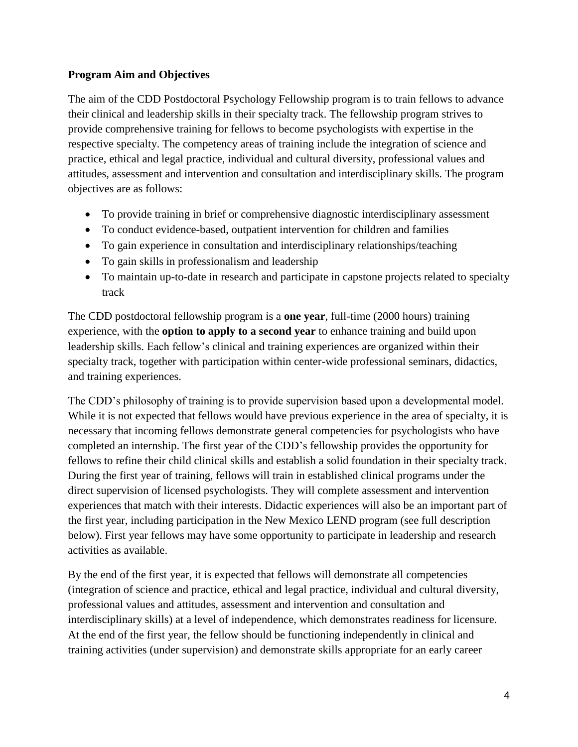**Program Aim and Objectives**

The aim of the CDD Postdoctoral Psychology Fellowship program is to train fellows to advance their clinical and leadership skills in their specialty track. The fellowship program strives to provide comprehensive training for fellows to become psychologists with expertise in the respective specialty. The competency areas of training include the integration of science and practice, ethical and legal practice, individual and cultural diversity, professional values and attitudes, assessment and intervention and consultation and interdisciplinary skills. The program objectives are as follows:

- To provide training in brief or comprehensive diagnostic interdisciplinary assessment
- To conduct evidence-based, outpatient intervention for children and families
- To gain experience in consultation and interdisciplinary relationships/teaching
- To gain skills in professionalism and leadership
- To maintain up-to-date in research and participate in capstone projects related to specialty track

The CDD postdoctoral fellowship program is a **one year**, full-time (2000 hours) training experience, with the **option to apply to a second year** to enhance training and build upon leadership skills. Each fellow's clinical and training experiences are organized within their specialty track, together with participation within center-wide professional seminars, didactics, and training experiences.

The CDD's philosophy of training is to provide supervision based upon a developmental model. While it is not expected that fellows would have previous experience in the area of specialty, it is necessary that incoming fellows demonstrate general competencies for psychologists who have completed an internship. The first year of the CDD's fellowship provides the opportunity for fellows to refine their child clinical skills and establish a solid foundation in their specialty track. During the first year of training, fellows will train in established clinical programs under the direct supervision of licensed psychologists. They will complete assessment and intervention experiences that match with their interests. Didactic experiences will also be an important part of the first year, including participation in the New Mexico LEND program (see full description below). First year fellows may have some opportunity to participate in leadership and research activities as available.

By the end of the first year, it is expected that fellows will demonstrate all competencies (integration of science and practice, ethical and legal practice, individual and cultural diversity, professional values and attitudes, assessment and intervention and consultation and interdisciplinary skills) at a level of independence, which demonstrates readiness for licensure. At the end of the first year, the fellow should be functioning independently in clinical and training activities (under supervision) and demonstrate skills appropriate for an early career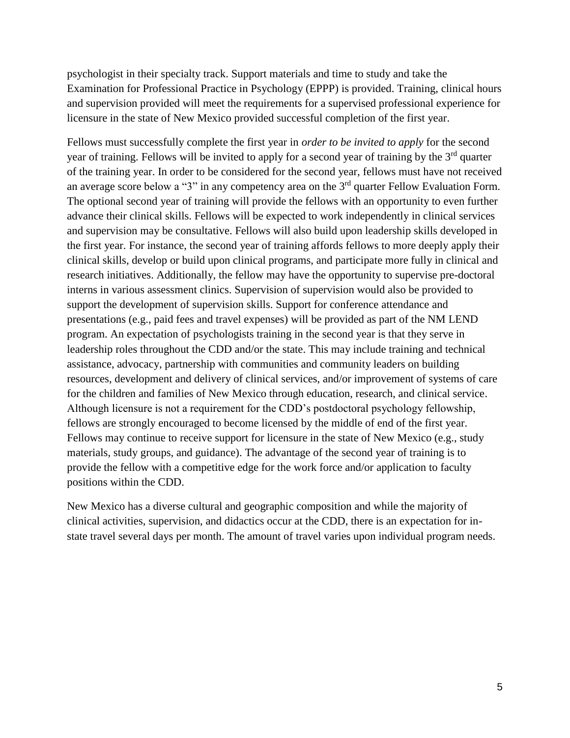psychologist in their specialty track. Support materials and time to study and take the Examination for Professional Practice in Psychology (EPPP) is provided. Training, clinical hours and supervision provided will meet the requirements for a supervised professional experience for licensure in the state of New Mexico provided successful completion of the first year.

Fellows must successfully complete the first year in *order to be invited to apply* for the second year of training. Fellows will be invited to apply for a second year of training by the 3rd quarter of the training year. In order to be considered for the second year, fellows must have not received an average score below a "3" in any competency area on the 3rd quarter Fellow Evaluation Form. The optional second year of training will provide the fellows with an opportunity to even further advance their clinical skills. Fellows will be expected to work independently in clinical services and supervision may be consultative. Fellows will also build upon leadership skills developed in the first year. For instance, the second year of training affords fellows to more deeply apply their clinical skills, develop or build upon clinical programs, and participate more fully in clinical and research initiatives. Additionally, the fellow may have the opportunity to supervise pre-doctoral interns in various assessment clinics. Supervision of supervision would also be provided to support the development of supervision skills. Support for conference attendance and presentations (e.g., paid fees and travel expenses) will be provided as part of the NM LEND program. An expectation of psychologists training in the second year is that they serve in leadership roles throughout the CDD and/or the state. This may include training and technical assistance, advocacy, partnership with communities and community leaders on building resources, development and delivery of clinical services, and/or improvement of systems of care for the children and families of New Mexico through education, research, and clinical service. Although licensure is not a requirement for the CDD's postdoctoral psychology fellowship, fellows are strongly encouraged to become licensed by the middle of end of the first year. Fellows may continue to receive support for licensure in the state of New Mexico (e.g., study materials, study groups, and guidance). The advantage of the second year of training is to provide the fellow with a competitive edge for the work force and/or application to faculty positions within the CDD.

New Mexico has a diverse cultural and geographic composition and while the majority of clinical activities, supervision, and didactics occur at the CDD, there is an expectation for in-state travel several days per month. The amount of travel varies upon individual program needs.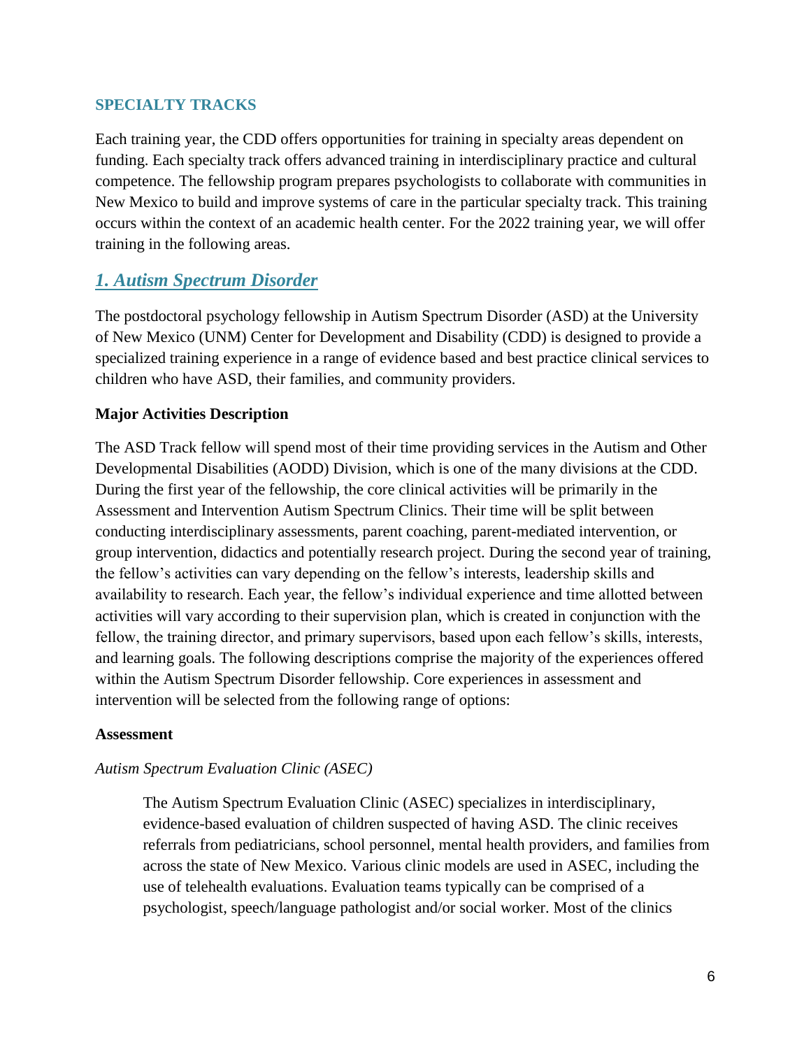## SPECIALTY TRACKS

Each training year, the CDD offers opportunities for training in specialty areas dependent on funding. Each specialty track offers advanced training in interdisciplinary practice and cultural competence. The fellowship program prepares psychologists to collaborate with communities in New Mexico to build and improve systems of care in the particular specialty track. This training occurs within the context of an academic health center. For the 2022 training year, we will offer training in the following areas.

### *1. Autism Spectrum Disorder*

The postdoctoral psychology fellowship in Autism Spectrum Disorder (ASD) at the University of New Mexico (UNM) Center for Development and Disability (CDD) is designed to provide a specialized training experience in a range of evidence based and best practice clinical services to children who have ASD, their families, and community providers.

#### Major Activities Description

The ASD Track fellow will spend most of their time providing services in the Autism and Other Developmental Disabilities (AODD) Division, which is one of the many divisions at the CDD. During the first year of the fellowship, the core clinical activities will be primarily in the Assessment and Intervention Autism Spectrum Clinics. Their time will be split between conducting interdisciplinary assessments, parent coaching, parent-mediated intervention, or group intervention, didactics and potentially research project. During the second year of training, the fellow's activities can vary depending on the fellow's interests, leadership skills and availability to research. Each year, the fellow's individual experience and time allotted between activities will vary according to their supervision plan, which is created in conjunction with the fellow, the training director, and primary supervisors, based upon each fellow's skills, interests, and learning goals. The following descriptions comprise the majority of the experiences offered within the Autism Spectrum Disorder fellowship. Core experiences in assessment and intervention will be selected from the following range of options:

#### Assessment

*Autism Spectrum Evaluation Clinic (ASEC)*

> The Autism Spectrum Evaluation Clinic (ASEC) specializes in interdisciplinary, evidence-based evaluation of children suspected of having ASD. The clinic receives referrals from pediatricians, school personnel, mental health providers, and families from across the state of New Mexico. Various clinic models are used in ASEC, including the use of telehealth evaluations. Evaluation teams typically can be comprised of a psychologist, speech/language pathologist and/or social worker. Most of the clinics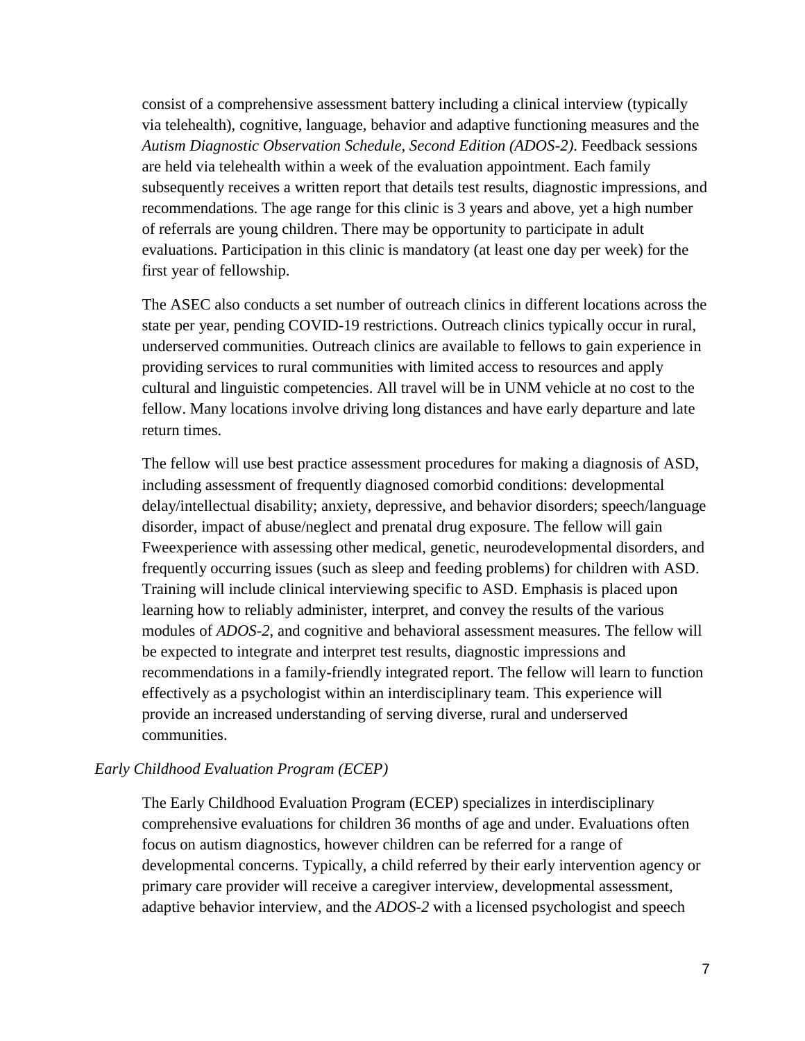consist of a comprehensive assessment battery including a clinical interview (typically via telehealth), cognitive, language, behavior and adaptive functioning measures and the *Autism Diagnostic Observation Schedule, Second Edition (ADOS-2)*. Feedback sessions are held via telehealth within a week of the evaluation appointment. Each family subsequently receives a written report that details test results, diagnostic impressions, and recommendations. The age range for this clinic is 3 years and above, yet a high number of referrals are young children. There may be opportunity to participate in adult evaluations. Participation in this clinic is mandatory (at least one day per week) for the first year of fellowship.

The ASEC also conducts a set number of outreach clinics in different locations across the state per year, pending COVID-19 restrictions. Outreach clinics typically occur in rural, underserved communities. Outreach clinics are available to fellows to gain experience in providing services to rural communities with limited access to resources and apply cultural and linguistic competencies. All travel will be in UNM vehicle at no cost to the fellow. Many locations involve driving long distances and have early departure and late return times.

The fellow will use best practice assessment procedures for making a diagnosis of ASD, including assessment of frequently diagnosed comorbid conditions: developmental delay/intellectual disability; anxiety, depressive, and behavior disorders; speech/language disorder, impact of abuse/neglect and prenatal drug exposure. The fellow will gain Fweexperience with assessing other medical, genetic, neurodevelopmental disorders, and frequently occurring issues (such as sleep and feeding problems) for children with ASD. Training will include clinical interviewing specific to ASD. Emphasis is placed upon learning how to reliably administer, interpret, and convey the results of the various modules of *ADOS-2*, and cognitive and behavioral assessment measures. The fellow will be expected to integrate and interpret test results, diagnostic impressions and recommendations in a family-friendly integrated report. The fellow will learn to function effectively as a psychologist within an interdisciplinary team. This experience will provide an increased understanding of serving diverse, rural and underserved communities.

*Early Childhood Evaluation Program (ECEP)*

The Early Childhood Evaluation Program (ECEP) specializes in interdisciplinary comprehensive evaluations for children 36 months of age and under. Evaluations often focus on autism diagnostics, however children can be referred for a range of developmental concerns. Typically, a child referred by their early intervention agency or primary care provider will receive a caregiver interview, developmental assessment, adaptive behavior interview, and the *ADOS-2* with a licensed psychologist and speech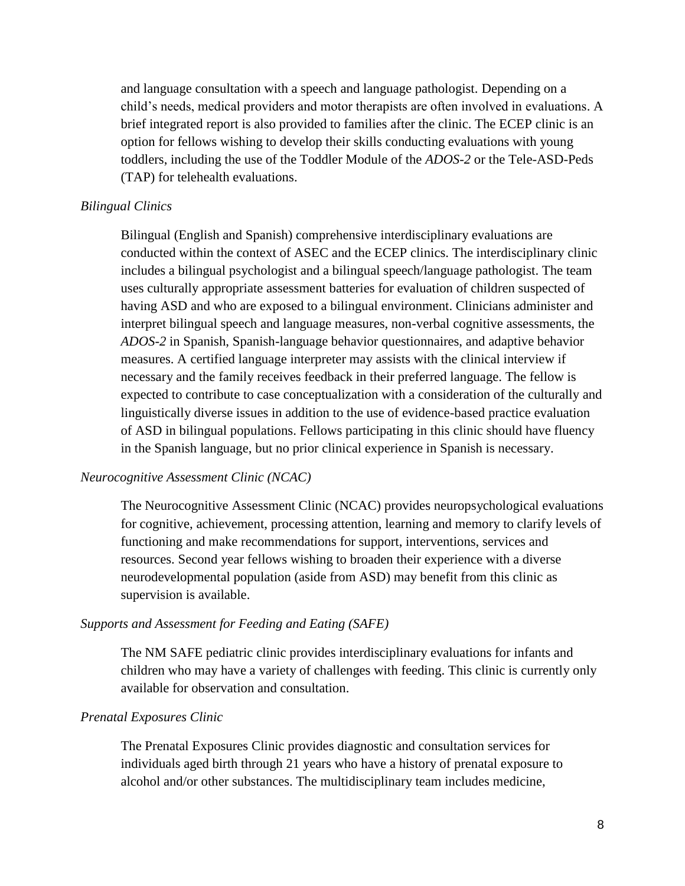and language consultation with a speech and language pathologist. Depending on a child's needs, medical providers and motor therapists are often involved in evaluations. A brief integrated report is also provided to families after the clinic. The ECEP clinic is an option for fellows wishing to develop their skills conducting evaluations with young toddlers, including the use of the Toddler Module of the *ADOS-2* or the Tele-ASD-Peds (TAP) for telehealth evaluations.

*Bilingual Clinics*

Bilingual (English and Spanish) comprehensive interdisciplinary evaluations are conducted within the context of ASEC and the ECEP clinics. The interdisciplinary clinic includes a bilingual psychologist and a bilingual speech/language pathologist. The team uses culturally appropriate assessment batteries for evaluation of children suspected of having ASD and who are exposed to a bilingual environment. Clinicians administer and interpret bilingual speech and language measures, non-verbal cognitive assessments, the *ADOS-2* in Spanish, Spanish-language behavior questionnaires, and adaptive behavior measures. A certified language interpreter may assists with the clinical interview if necessary and the family receives feedback in their preferred language. The fellow is expected to contribute to case conceptualization with a consideration of the culturally and linguistically diverse issues in addition to the use of evidence-based practice evaluation of ASD in bilingual populations. Fellows participating in this clinic should have fluency in the Spanish language, but no prior clinical experience in Spanish is necessary.

*Neurocognitive Assessment Clinic (NCAC)*

The Neurocognitive Assessment Clinic (NCAC) provides neuropsychological evaluations for cognitive, achievement, processing attention, learning and memory to clarify levels of functioning and make recommendations for support, interventions, services and resources. Second year fellows wishing to broaden their experience with a diverse neurodevelopmental population (aside from ASD) may benefit from this clinic as supervision is available.

*Supports and Assessment for Feeding and Eating (SAFE)*

The NM SAFE pediatric clinic provides interdisciplinary evaluations for infants and children who may have a variety of challenges with feeding. This clinic is currently only available for observation and consultation.

*Prenatal Exposures Clinic*

The Prenatal Exposures Clinic provides diagnostic and consultation services for individuals aged birth through 21 years who have a history of prenatal exposure to alcohol and/or other substances. The multidisciplinary team includes medicine,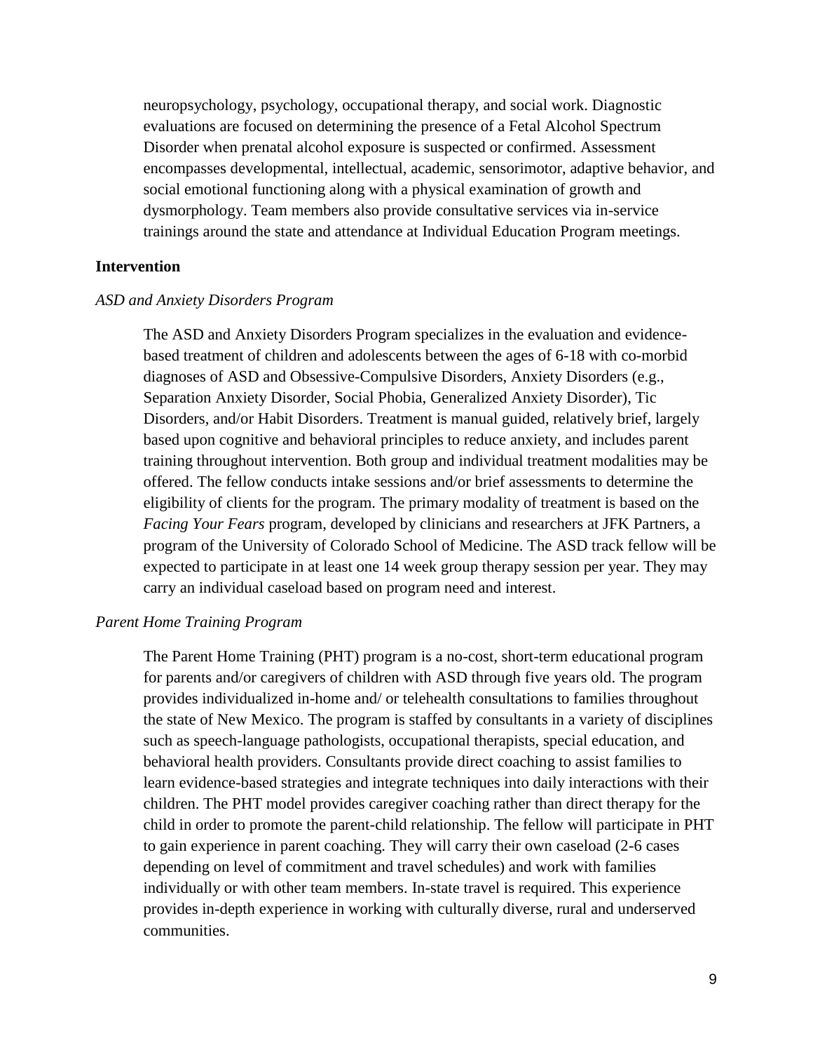neuropsychology, psychology, occupational therapy, and social work. Diagnostic evaluations are focused on determining the presence of a Fetal Alcohol Spectrum Disorder when prenatal alcohol exposure is suspected or confirmed. Assessment encompasses developmental, intellectual, academic, sensorimotor, adaptive behavior, and social emotional functioning along with a physical examination of growth and dysmorphology. Team members also provide consultative services via in-service trainings around the state and attendance at Individual Education Program meetings.

**Intervention**

*ASD and Anxiety Disorders Program*

The ASD and Anxiety Disorders Program specializes in the evaluation and evidence-based treatment of children and adolescents between the ages of 6-18 with co-morbid diagnoses of ASD and Obsessive-Compulsive Disorders, Anxiety Disorders (e.g., Separation Anxiety Disorder, Social Phobia, Generalized Anxiety Disorder), Tic Disorders, and/or Habit Disorders. Treatment is manual guided, relatively brief, largely based upon cognitive and behavioral principles to reduce anxiety, and includes parent training throughout intervention. Both group and individual treatment modalities may be offered. The fellow conducts intake sessions and/or brief assessments to determine the eligibility of clients for the program. The primary modality of treatment is based on the *Facing Your Fears* program, developed by clinicians and researchers at JFK Partners, a program of the University of Colorado School of Medicine. The ASD track fellow will be expected to participate in at least one 14 week group therapy session per year. They may carry an individual caseload based on program need and interest.

*Parent Home Training Program*

The Parent Home Training (PHT) program is a no-cost, short-term educational program for parents and/or caregivers of children with ASD through five years old. The program provides individualized in-home and/ or telehealth consultations to families throughout the state of New Mexico. The program is staffed by consultants in a variety of disciplines such as speech-language pathologists, occupational therapists, special education, and behavioral health providers. Consultants provide direct coaching to assist families to learn evidence-based strategies and integrate techniques into daily interactions with their children. The PHT model provides caregiver coaching rather than direct therapy for the child in order to promote the parent-child relationship. The fellow will participate in PHT to gain experience in parent coaching. They will carry their own caseload (2-6 cases depending on level of commitment and travel schedules) and work with families individually or with other team members. In-state travel is required. This experience provides in-depth experience in working with culturally diverse, rural and underserved communities.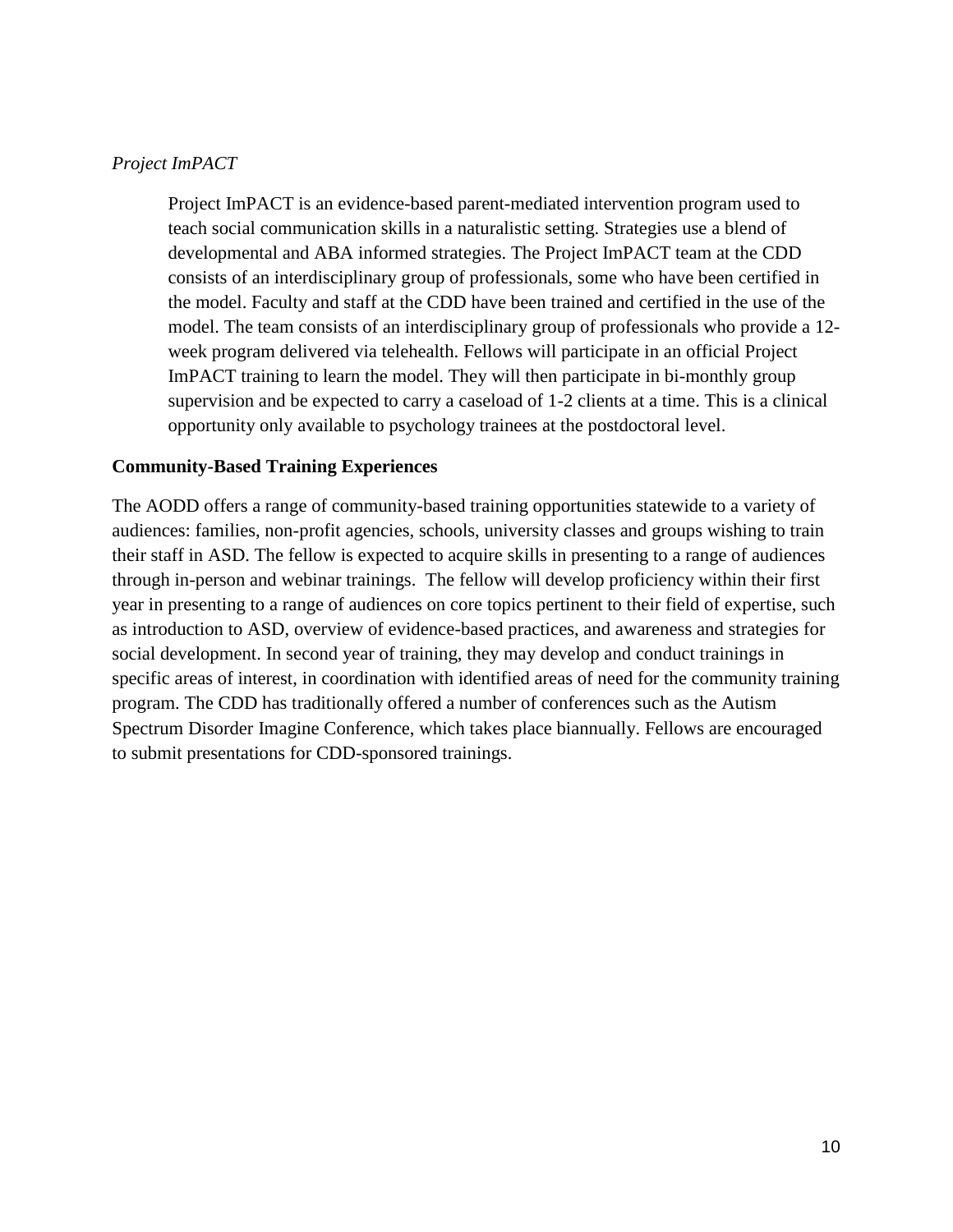*Project ImPACT*

> Project ImPACT is an evidence-based parent-mediated intervention program used to teach social communication skills in a naturalistic setting. Strategies use a blend of developmental and ABA informed strategies. The Project ImPACT team at the CDD consists of an interdisciplinary group of professionals, some who have been certified in the model. Faculty and staff at the CDD have been trained and certified in the use of the model. The team consists of an interdisciplinary group of professionals who provide a 12-week program delivered via telehealth. Fellows will participate in an official Project ImPACT training to learn the model. They will then participate in bi-monthly group supervision and be expected to carry a caseload of 1-2 clients at a time. This is a clinical opportunity only available to psychology trainees at the postdoctoral level.

**Community-Based Training Experiences**

The AODD offers a range of community-based training opportunities statewide to a variety of audiences: families, non-profit agencies, schools, university classes and groups wishing to train their staff in ASD. The fellow is expected to acquire skills in presenting to a range of audiences through in-person and webinar trainings. The fellow will develop proficiency within their first year in presenting to a range of audiences on core topics pertinent to their field of expertise, such as introduction to ASD, overview of evidence-based practices, and awareness and strategies for social development. In second year of training, they may develop and conduct trainings in specific areas of interest, in coordination with identified areas of need for the community training program. The CDD has traditionally offered a number of conferences such as the Autism Spectrum Disorder Imagine Conference, which takes place biannually. Fellows are encouraged to submit presentations for CDD-sponsored trainings.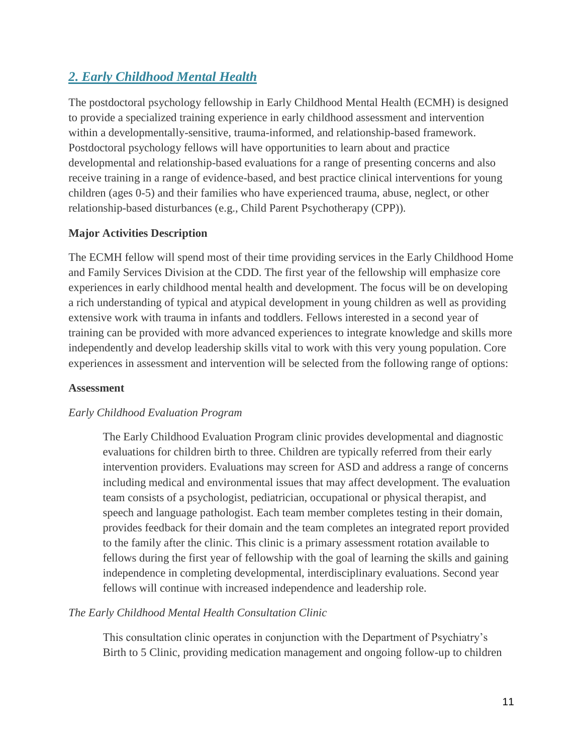## *2. Early Childhood Mental Health*

The postdoctoral psychology fellowship in Early Childhood Mental Health (ECMH) is designed to provide a specialized training experience in early childhood assessment and intervention within a developmentally-sensitive, trauma-informed, and relationship-based framework. Postdoctoral psychology fellows will have opportunities to learn about and practice developmental and relationship-based evaluations for a range of presenting concerns and also receive training in a range of evidence-based, and best practice clinical interventions for young children (ages 0-5) and their families who have experienced trauma, abuse, neglect, or other relationship-based disturbances (e.g., Child Parent Psychotherapy (CPP)).

**Major Activities Description**

The ECMH fellow will spend most of their time providing services in the Early Childhood Home and Family Services Division at the CDD. The first year of the fellowship will emphasize core experiences in early childhood mental health and development. The focus will be on developing a rich understanding of typical and atypical development in young children as well as providing extensive work with trauma in infants and toddlers. Fellows interested in a second year of training can be provided with more advanced experiences to integrate knowledge and skills more independently and develop leadership skills vital to work with this very young population. Core experiences in assessment and intervention will be selected from the following range of options:

**Assessment**

*Early Childhood Evaluation Program*

> The Early Childhood Evaluation Program clinic provides developmental and diagnostic evaluations for children birth to three. Children are typically referred from their early intervention providers. Evaluations may screen for ASD and address a range of concerns including medical and environmental issues that may affect development. The evaluation team consists of a psychologist, pediatrician, occupational or physical therapist, and speech and language pathologist. Each team member completes testing in their domain, provides feedback for their domain and the team completes an integrated report provided to the family after the clinic. This clinic is a primary assessment rotation available to fellows during the first year of fellowship with the goal of learning the skills and gaining independence in completing developmental, interdisciplinary evaluations. Second year fellows will continue with increased independence and leadership role.

*The Early Childhood Mental Health Consultation Clinic*

> This consultation clinic operates in conjunction with the Department of Psychiatry's Birth to 5 Clinic, providing medication management and ongoing follow-up to children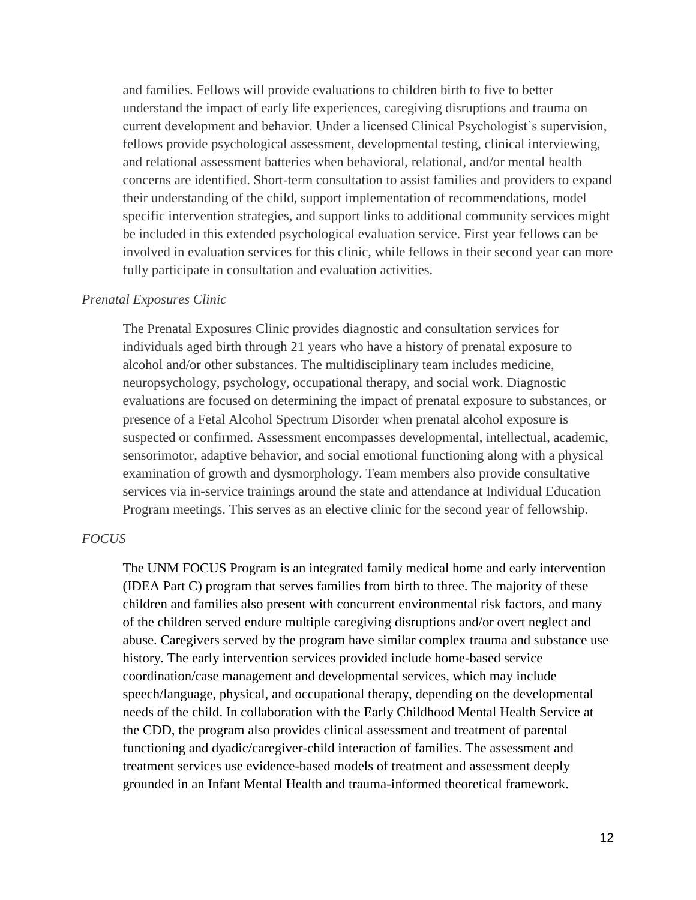and families. Fellows will provide evaluations to children birth to five to better understand the impact of early life experiences, caregiving disruptions and trauma on current development and behavior. Under a licensed Clinical Psychologist's supervision, fellows provide psychological assessment, developmental testing, clinical interviewing, and relational assessment batteries when behavioral, relational, and/or mental health concerns are identified. Short-term consultation to assist families and providers to expand their understanding of the child, support implementation of recommendations, model specific intervention strategies, and support links to additional community services might be included in this extended psychological evaluation service. First year fellows can be involved in evaluation services for this clinic, while fellows in their second year can more fully participate in consultation and evaluation activities.

*Prenatal Exposures Clinic*

The Prenatal Exposures Clinic provides diagnostic and consultation services for individuals aged birth through 21 years who have a history of prenatal exposure to alcohol and/or other substances. The multidisciplinary team includes medicine, neuropsychology, psychology, occupational therapy, and social work. Diagnostic evaluations are focused on determining the impact of prenatal exposure to substances, or presence of a Fetal Alcohol Spectrum Disorder when prenatal alcohol exposure is suspected or confirmed. Assessment encompasses developmental, intellectual, academic, sensorimotor, adaptive behavior, and social emotional functioning along with a physical examination of growth and dysmorphology. Team members also provide consultative services via in-service trainings around the state and attendance at Individual Education Program meetings. This serves as an elective clinic for the second year of fellowship.

*FOCUS*

The UNM FOCUS Program is an integrated family medical home and early intervention (IDEA Part C) program that serves families from birth to three. The majority of these children and families also present with concurrent environmental risk factors, and many of the children served endure multiple caregiving disruptions and/or overt neglect and abuse. Caregivers served by the program have similar complex trauma and substance use history. The early intervention services provided include home-based service coordination/case management and developmental services, which may include speech/language, physical, and occupational therapy, depending on the developmental needs of the child. In collaboration with the Early Childhood Mental Health Service at the CDD, the program also provides clinical assessment and treatment of parental functioning and dyadic/caregiver-child interaction of families. The assessment and treatment services use evidence-based models of treatment and assessment deeply grounded in an Infant Mental Health and trauma-informed theoretical framework.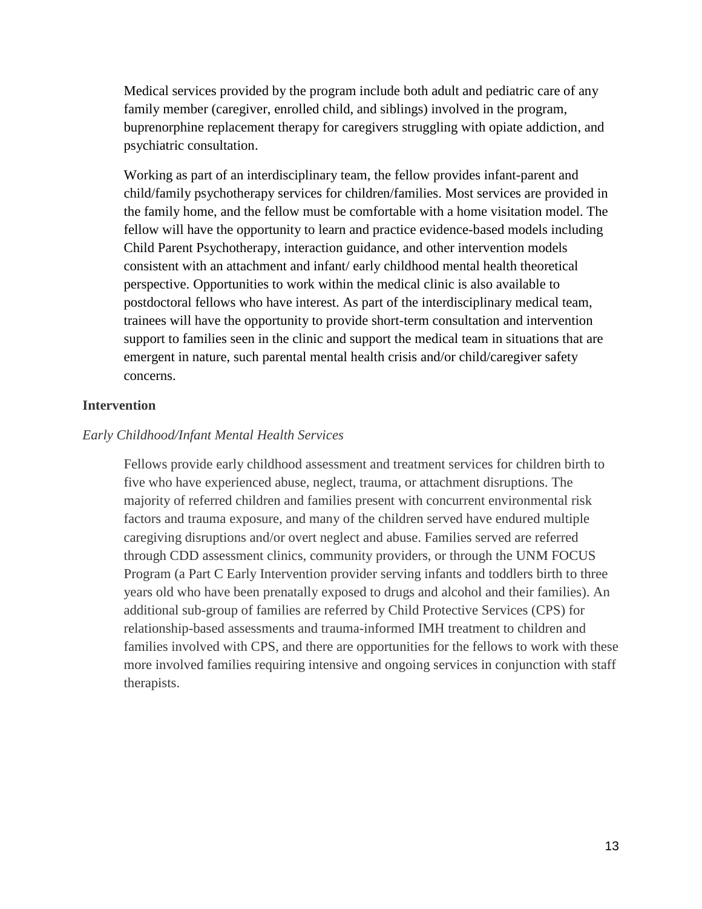Medical services provided by the program include both adult and pediatric care of any family member (caregiver, enrolled child, and siblings) involved in the program, buprenorphine replacement therapy for caregivers struggling with opiate addiction, and psychiatric consultation.

Working as part of an interdisciplinary team, the fellow provides infant-parent and child/family psychotherapy services for children/families. Most services are provided in the family home, and the fellow must be comfortable with a home visitation model. The fellow will have the opportunity to learn and practice evidence-based models including Child Parent Psychotherapy, interaction guidance, and other intervention models consistent with an attachment and infant/ early childhood mental health theoretical perspective. Opportunities to work within the medical clinic is also available to postdoctoral fellows who have interest. As part of the interdisciplinary medical team, trainees will have the opportunity to provide short-term consultation and intervention support to families seen in the clinic and support the medical team in situations that are emergent in nature, such parental mental health crisis and/or child/caregiver safety concerns.

**Intervention**

*Early Childhood/Infant Mental Health Services*

Fellows provide early childhood assessment and treatment services for children birth to five who have experienced abuse, neglect, trauma, or attachment disruptions. The majority of referred children and families present with concurrent environmental risk factors and trauma exposure, and many of the children served have endured multiple caregiving disruptions and/or overt neglect and abuse. Families served are referred through CDD assessment clinics, community providers, or through the UNM FOCUS Program (a Part C Early Intervention provider serving infants and toddlers birth to three years old who have been prenatally exposed to drugs and alcohol and their families). An additional sub-group of families are referred by Child Protective Services (CPS) for relationship-based assessments and trauma-informed IMH treatment to children and families involved with CPS, and there are opportunities for the fellows to work with these more involved families requiring intensive and ongoing services in conjunction with staff therapists.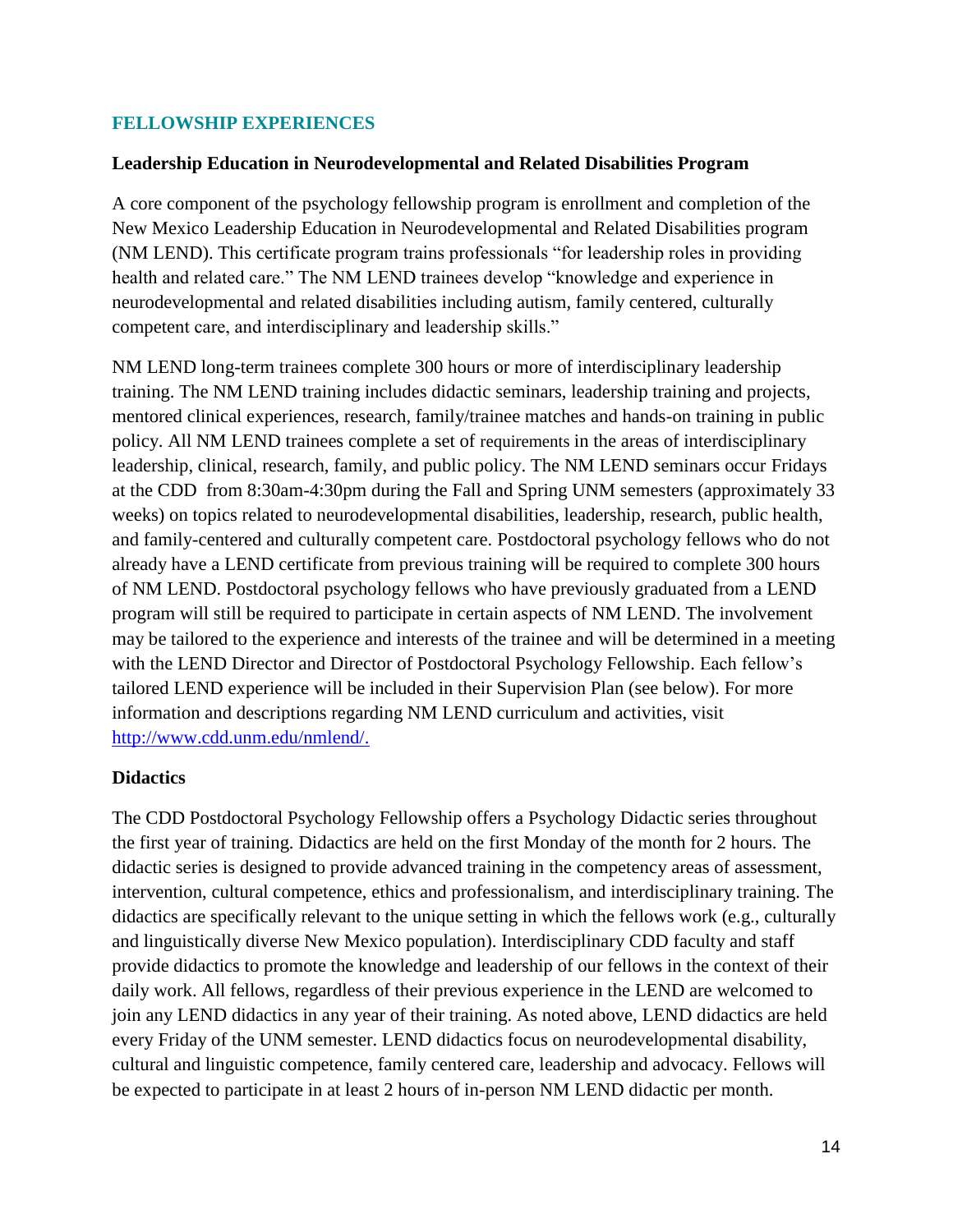## FELLOWSHIP EXPERIENCES

### Leadership Education in Neurodevelopmental and Related Disabilities Program

A core component of the psychology fellowship program is enrollment and completion of the New Mexico Leadership Education in Neurodevelopmental and Related Disabilities program (NM LEND). This certificate program trains professionals "for leadership roles in providing health and related care." The NM LEND trainees develop "knowledge and experience in neurodevelopmental and related disabilities including autism, family centered, culturally competent care, and interdisciplinary and leadership skills."

NM LEND long-term trainees complete 300 hours or more of interdisciplinary leadership training. The NM LEND training includes didactic seminars, leadership training and projects, mentored clinical experiences, research, family/trainee matches and hands-on training in public policy. All NM LEND trainees complete a set of requirements in the areas of interdisciplinary leadership, clinical, research, family, and public policy. The NM LEND seminars occur Fridays at the CDD from 8:30am-4:30pm during the Fall and Spring UNM semesters (approximately 33 weeks) on topics related to neurodevelopmental disabilities, leadership, research, public health, and family-centered and culturally competent care. Postdoctoral psychology fellows who do not already have a LEND certificate from previous training will be required to complete 300 hours of NM LEND. Postdoctoral psychology fellows who have previously graduated from a LEND program will still be required to participate in certain aspects of NM LEND. The involvement may be tailored to the experience and interests of the trainee and will be determined in a meeting with the LEND Director and Director of Postdoctoral Psychology Fellowship. Each fellow's tailored LEND experience will be included in their Supervision Plan (see below). For more information and descriptions regarding NM LEND curriculum and activities, visit [http://www.cdd.unm.edu/nmlend/.](http://www.cdd.unm.edu/nmlend/)

### Didactics

The CDD Postdoctoral Psychology Fellowship offers a Psychology Didactic series throughout the first year of training. Didactics are held on the first Monday of the month for 2 hours. The didactic series is designed to provide advanced training in the competency areas of assessment, intervention, cultural competence, ethics and professionalism, and interdisciplinary training. The didactics are specifically relevant to the unique setting in which the fellows work (e.g., culturally and linguistically diverse New Mexico population). Interdisciplinary CDD faculty and staff provide didactics to promote the knowledge and leadership of our fellows in the context of their daily work. All fellows, regardless of their previous experience in the LEND are welcomed to join any LEND didactics in any year of their training. As noted above, LEND didactics are held every Friday of the UNM semester. LEND didactics focus on neurodevelopmental disability, cultural and linguistic competence, family centered care, leadership and advocacy. Fellows will be expected to participate in at least 2 hours of in-person NM LEND didactic per month.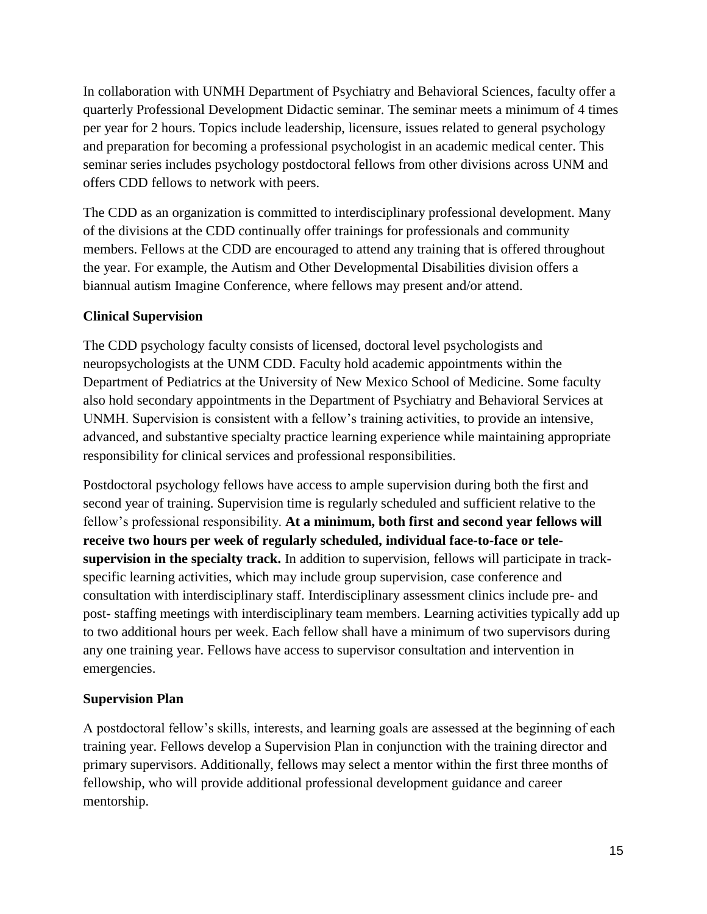In collaboration with UNMH Department of Psychiatry and Behavioral Sciences, faculty offer a quarterly Professional Development Didactic seminar. The seminar meets a minimum of 4 times per year for 2 hours. Topics include leadership, licensure, issues related to general psychology and preparation for becoming a professional psychologist in an academic medical center. This seminar series includes psychology postdoctoral fellows from other divisions across UNM and offers CDD fellows to network with peers.

The CDD as an organization is committed to interdisciplinary professional development. Many of the divisions at the CDD continually offer trainings for professionals and community members. Fellows at the CDD are encouraged to attend any training that is offered throughout the year. For example, the Autism and Other Developmental Disabilities division offers a biannual autism Imagine Conference, where fellows may present and/or attend.

### Clinical Supervision

The CDD psychology faculty consists of licensed, doctoral level psychologists and neuropsychologists at the UNM CDD. Faculty hold academic appointments within the Department of Pediatrics at the University of New Mexico School of Medicine. Some faculty also hold secondary appointments in the Department of Psychiatry and Behavioral Services at UNMH. Supervision is consistent with a fellow's training activities, to provide an intensive, advanced, and substantive specialty practice learning experience while maintaining appropriate responsibility for clinical services and professional responsibilities.

Postdoctoral psychology fellows have access to ample supervision during both the first and second year of training. Supervision time is regularly scheduled and sufficient relative to the fellow's professional responsibility. **At a minimum, both first and second year fellows will receive two hours per week of regularly scheduled, individual face-to-face or tele-supervision in the specialty track.** In addition to supervision, fellows will participate in track-specific learning activities, which may include group supervision, case conference and consultation with interdisciplinary staff. Interdisciplinary assessment clinics include pre- and post- staffing meetings with interdisciplinary team members. Learning activities typically add up to two additional hours per week. Each fellow shall have a minimum of two supervisors during any one training year. Fellows have access to supervisor consultation and intervention in emergencies.

### Supervision Plan

A postdoctoral fellow's skills, interests, and learning goals are assessed at the beginning of each training year. Fellows develop a Supervision Plan in conjunction with the training director and primary supervisors. Additionally, fellows may select a mentor within the first three months of fellowship, who will provide additional professional development guidance and career mentorship.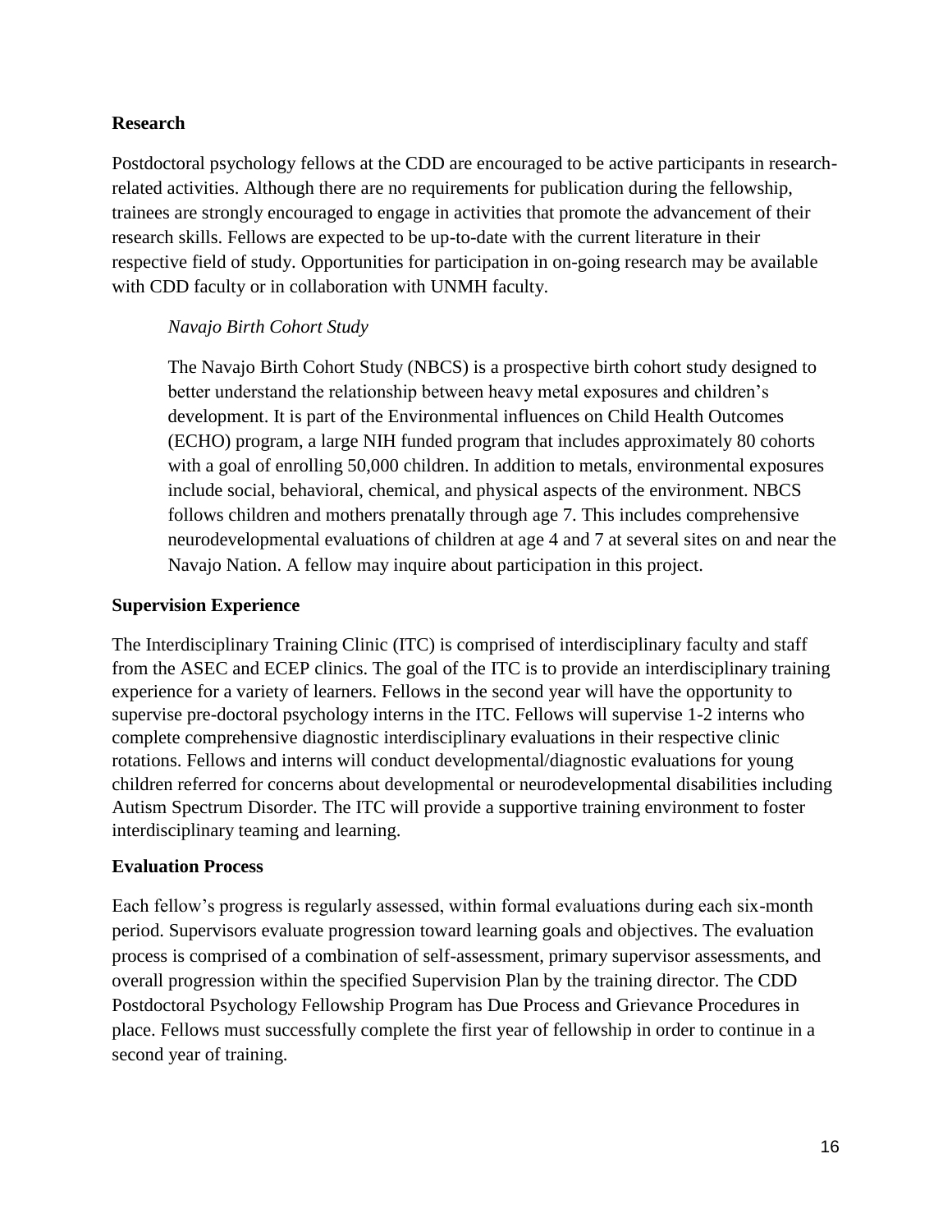## Research

Postdoctoral psychology fellows at the CDD are encouraged to be active participants in research-related activities. Although there are no requirements for publication during the fellowship, trainees are strongly encouraged to engage in activities that promote the advancement of their research skills. Fellows are expected to be up-to-date with the current literature in their respective field of study. Opportunities for participation in on-going research may be available with CDD faculty or in collaboration with UNMH faculty.

### *Navajo Birth Cohort Study*

The Navajo Birth Cohort Study (NBCS) is a prospective birth cohort study designed to better understand the relationship between heavy metal exposures and children's development. It is part of the Environmental influences on Child Health Outcomes (ECHO) program, a large NIH funded program that includes approximately 80 cohorts with a goal of enrolling 50,000 children. In addition to metals, environmental exposures include social, behavioral, chemical, and physical aspects of the environment. NBCS follows children and mothers prenatally through age 7. This includes comprehensive neurodevelopmental evaluations of children at age 4 and 7 at several sites on and near the Navajo Nation. A fellow may inquire about participation in this project.

## Supervision Experience

The Interdisciplinary Training Clinic (ITC) is comprised of interdisciplinary faculty and staff from the ASEC and ECEP clinics. The goal of the ITC is to provide an interdisciplinary training experience for a variety of learners. Fellows in the second year will have the opportunity to supervise pre-doctoral psychology interns in the ITC. Fellows will supervise 1-2 interns who complete comprehensive diagnostic interdisciplinary evaluations in their respective clinic rotations. Fellows and interns will conduct developmental/diagnostic evaluations for young children referred for concerns about developmental or neurodevelopmental disabilities including Autism Spectrum Disorder. The ITC will provide a supportive training environment to foster interdisciplinary teaming and learning.

## Evaluation Process

Each fellow's progress is regularly assessed, within formal evaluations during each six-month period. Supervisors evaluate progression toward learning goals and objectives. The evaluation process is comprised of a combination of self-assessment, primary supervisor assessments, and overall progression within the specified Supervision Plan by the training director. The CDD Postdoctoral Psychology Fellowship Program has Due Process and Grievance Procedures in place. Fellows must successfully complete the first year of fellowship in order to continue in a second year of training.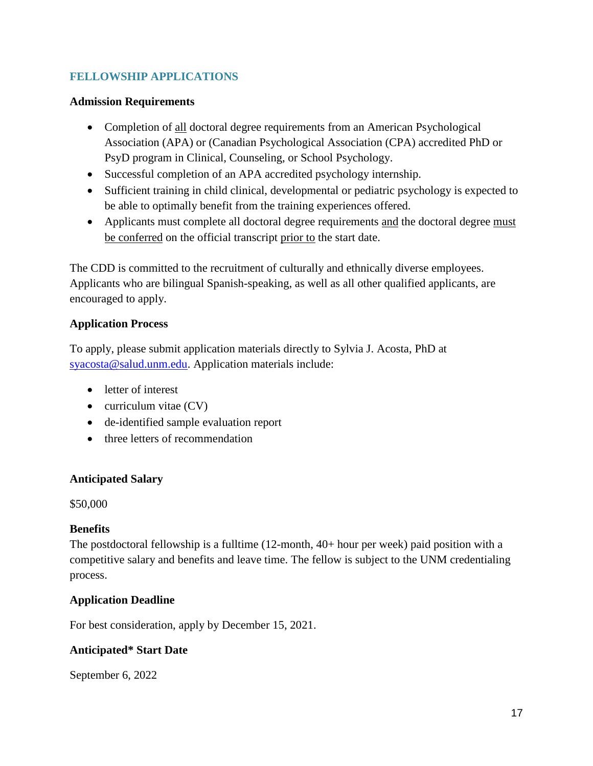## FELLOWSHIP APPLICATIONS

### Admission Requirements

- Completion of all doctoral degree requirements from an American Psychological Association (APA) or (Canadian Psychological Association (CPA) accredited PhD or PsyD program in Clinical, Counseling, or School Psychology.
- Successful completion of an APA accredited psychology internship.
- Sufficient training in child clinical, developmental or pediatric psychology is expected to be able to optimally benefit from the training experiences offered.
- Applicants must complete all doctoral degree requirements and the doctoral degree must be conferred on the official transcript prior to the start date.

The CDD is committed to the recruitment of culturally and ethnically diverse employees. Applicants who are bilingual Spanish-speaking, as well as all other qualified applicants, are encouraged to apply.

### Application Process

To apply, please submit application materials directly to Sylvia J. Acosta, PhD at syacosta@salud.unm.edu. Application materials include:

- letter of interest
- curriculum vitae (CV)
- de-identified sample evaluation report
- three letters of recommendation

### Anticipated Salary

$50,000

### Benefits

The postdoctoral fellowship is a fulltime (12-month, 40+ hour per week) paid position with a competitive salary and benefits and leave time. The fellow is subject to the UNM credentialing process.

### Application Deadline

For best consideration, apply by December 15, 2021.

### Anticipated* Start Date

September 6, 2022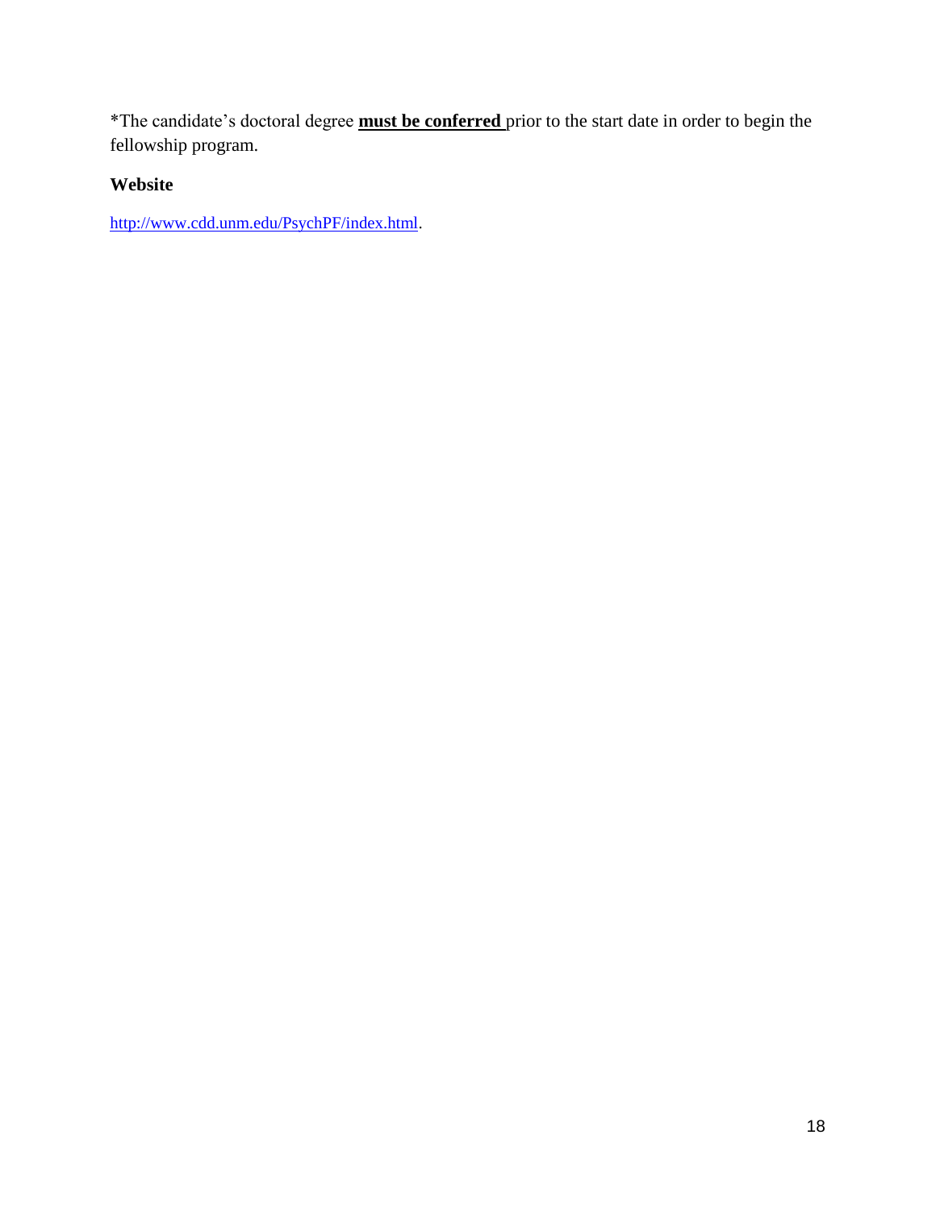*The candidate's doctoral degree **must be conferred** prior to the start date in order to begin the fellowship program.

**Website**

http://www.cdd.unm.edu/PsychPF/index.html.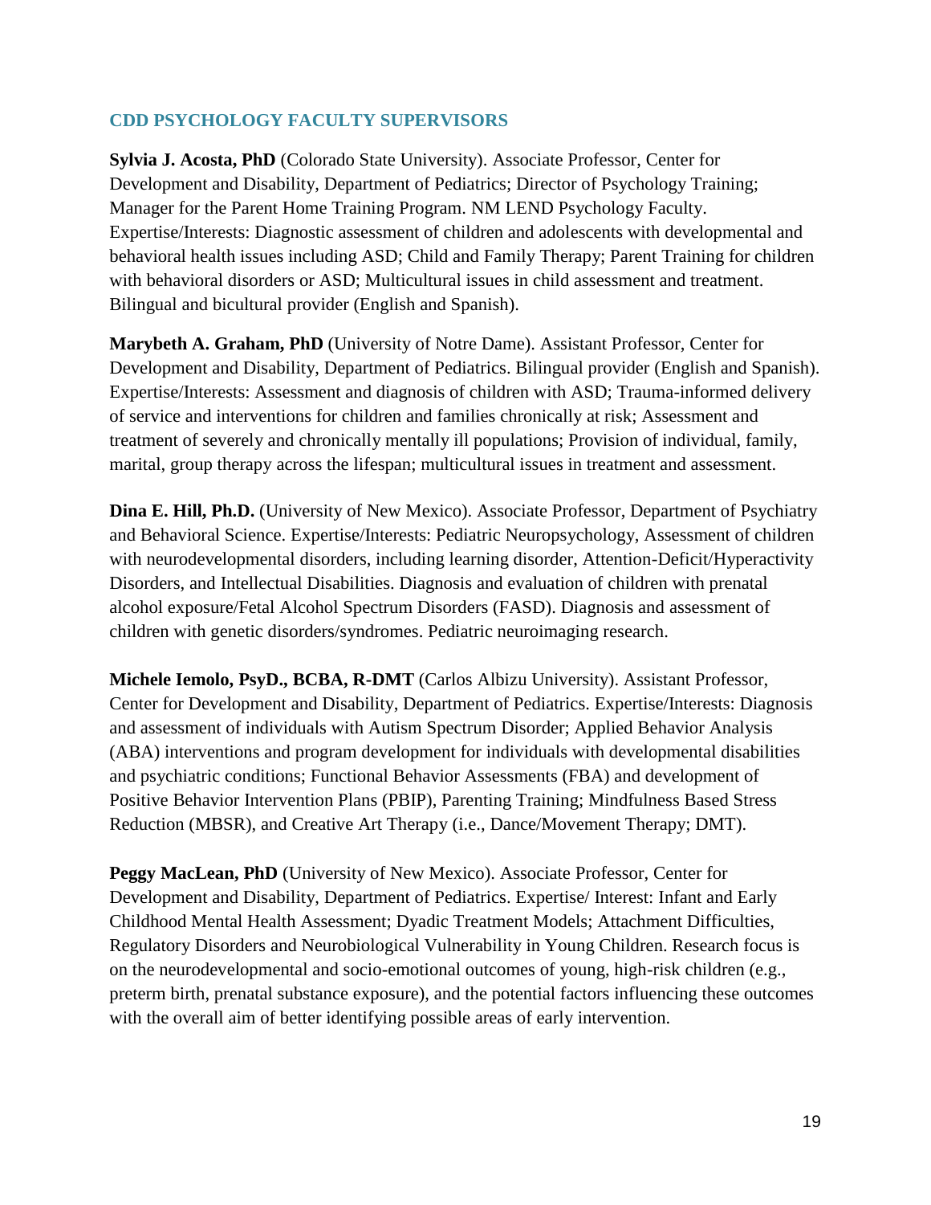## CDD PSYCHOLOGY FACULTY SUPERVISORS

**Sylvia J. Acosta, PhD** (Colorado State University). Associate Professor, Center for Development and Disability, Department of Pediatrics; Director of Psychology Training; Manager for the Parent Home Training Program. NM LEND Psychology Faculty. Expertise/Interests: Diagnostic assessment of children and adolescents with developmental and behavioral health issues including ASD; Child and Family Therapy; Parent Training for children with behavioral disorders or ASD; Multicultural issues in child assessment and treatment. Bilingual and bicultural provider (English and Spanish).

**Marybeth A. Graham, PhD** (University of Notre Dame). Assistant Professor, Center for Development and Disability, Department of Pediatrics. Bilingual provider (English and Spanish). Expertise/Interests: Assessment and diagnosis of children with ASD; Trauma-informed delivery of service and interventions for children and families chronically at risk; Assessment and treatment of severely and chronically mentally ill populations; Provision of individual, family, marital, group therapy across the lifespan; multicultural issues in treatment and assessment.

**Dina E. Hill, Ph.D.** (University of New Mexico). Associate Professor, Department of Psychiatry and Behavioral Science. Expertise/Interests: Pediatric Neuropsychology, Assessment of children with neurodevelopmental disorders, including learning disorder, Attention-Deficit/Hyperactivity Disorders, and Intellectual Disabilities. Diagnosis and evaluation of children with prenatal alcohol exposure/Fetal Alcohol Spectrum Disorders (FASD). Diagnosis and assessment of children with genetic disorders/syndromes. Pediatric neuroimaging research.

**Michele Iemolo, PsyD., BCBA, R-DMT** (Carlos Albizu University). Assistant Professor, Center for Development and Disability, Department of Pediatrics. Expertise/Interests: Diagnosis and assessment of individuals with Autism Spectrum Disorder; Applied Behavior Analysis (ABA) interventions and program development for individuals with developmental disabilities and psychiatric conditions; Functional Behavior Assessments (FBA) and development of Positive Behavior Intervention Plans (PBIP), Parenting Training; Mindfulness Based Stress Reduction (MBSR), and Creative Art Therapy (i.e., Dance/Movement Therapy; DMT).

**Peggy MacLean, PhD** (University of New Mexico). Associate Professor, Center for Development and Disability, Department of Pediatrics. Expertise/ Interest: Infant and Early Childhood Mental Health Assessment; Dyadic Treatment Models; Attachment Difficulties, Regulatory Disorders and Neurobiological Vulnerability in Young Children. Research focus is on the neurodevelopmental and socio-emotional outcomes of young, high-risk children (e.g., preterm birth, prenatal substance exposure), and the potential factors influencing these outcomes with the overall aim of better identifying possible areas of early intervention.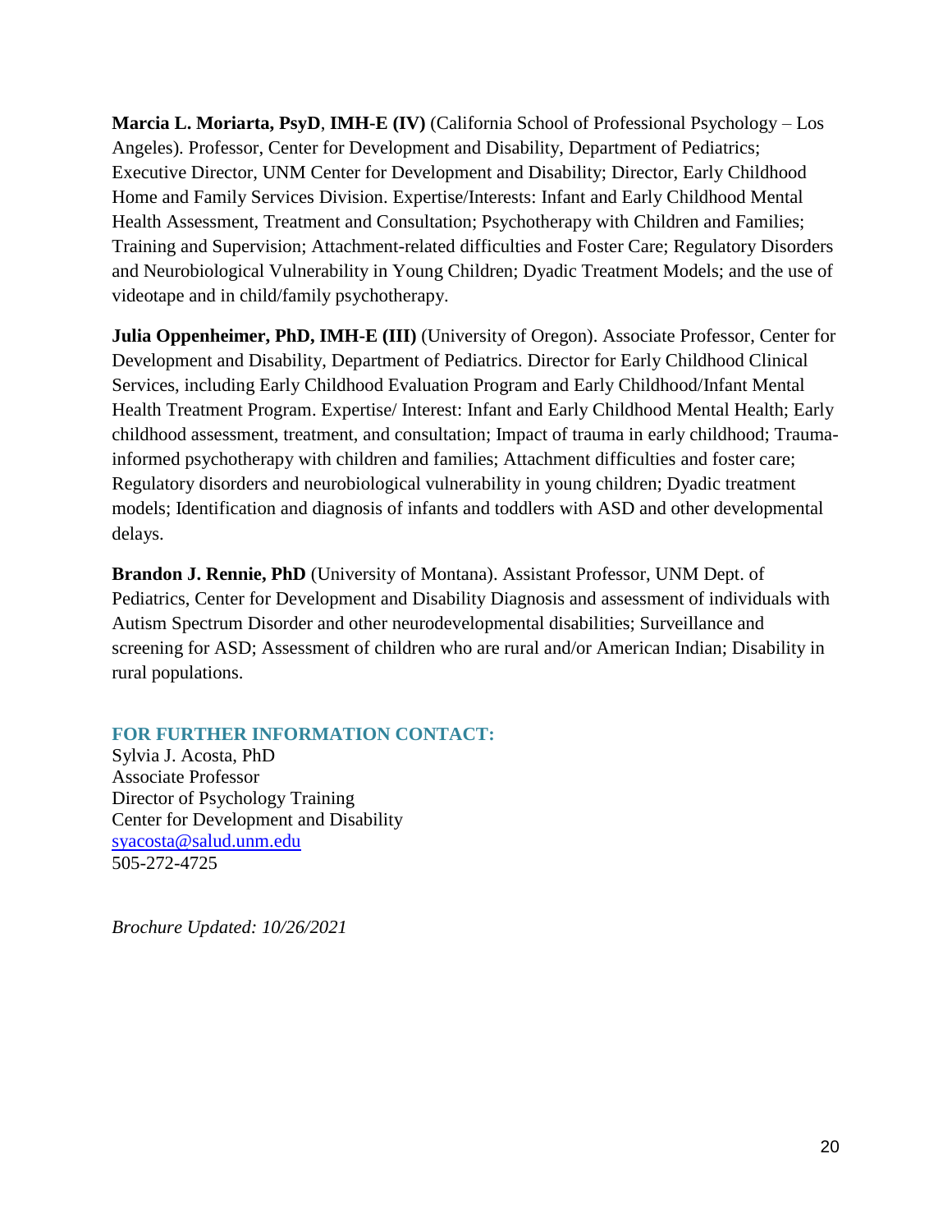**Marcia L. Moriarta, PsyD**, **IMH-E (IV)** (California School of Professional Psychology – Los Angeles). Professor, Center for Development and Disability, Department of Pediatrics; Executive Director, UNM Center for Development and Disability; Director, Early Childhood Home and Family Services Division. Expertise/Interests: Infant and Early Childhood Mental Health Assessment, Treatment and Consultation; Psychotherapy with Children and Families; Training and Supervision; Attachment-related difficulties and Foster Care; Regulatory Disorders and Neurobiological Vulnerability in Young Children; Dyadic Treatment Models; and the use of videotape and in child/family psychotherapy.

**Julia Oppenheimer, PhD, IMH-E (III)** (University of Oregon). Associate Professor, Center for Development and Disability, Department of Pediatrics. Director for Early Childhood Clinical Services, including Early Childhood Evaluation Program and Early Childhood/Infant Mental Health Treatment Program. Expertise/ Interest: Infant and Early Childhood Mental Health; Early childhood assessment, treatment, and consultation; Impact of trauma in early childhood; Trauma-informed psychotherapy with children and families; Attachment difficulties and foster care; Regulatory disorders and neurobiological vulnerability in young children; Dyadic treatment models; Identification and diagnosis of infants and toddlers with ASD and other developmental delays.

**Brandon J. Rennie, PhD** (University of Montana). Assistant Professor, UNM Dept. of Pediatrics, Center for Development and Disability Diagnosis and assessment of individuals with Autism Spectrum Disorder and other neurodevelopmental disabilities; Surveillance and screening for ASD; Assessment of children who are rural and/or American Indian; Disability in rural populations.

### FOR FURTHER INFORMATION CONTACT:

Sylvia J. Acosta, PhD
Associate Professor
Director of Psychology Training
Center for Development and Disability
syacosta@salud.unm.edu
505-272-4725

*Brochure Updated: 10/26/2021*